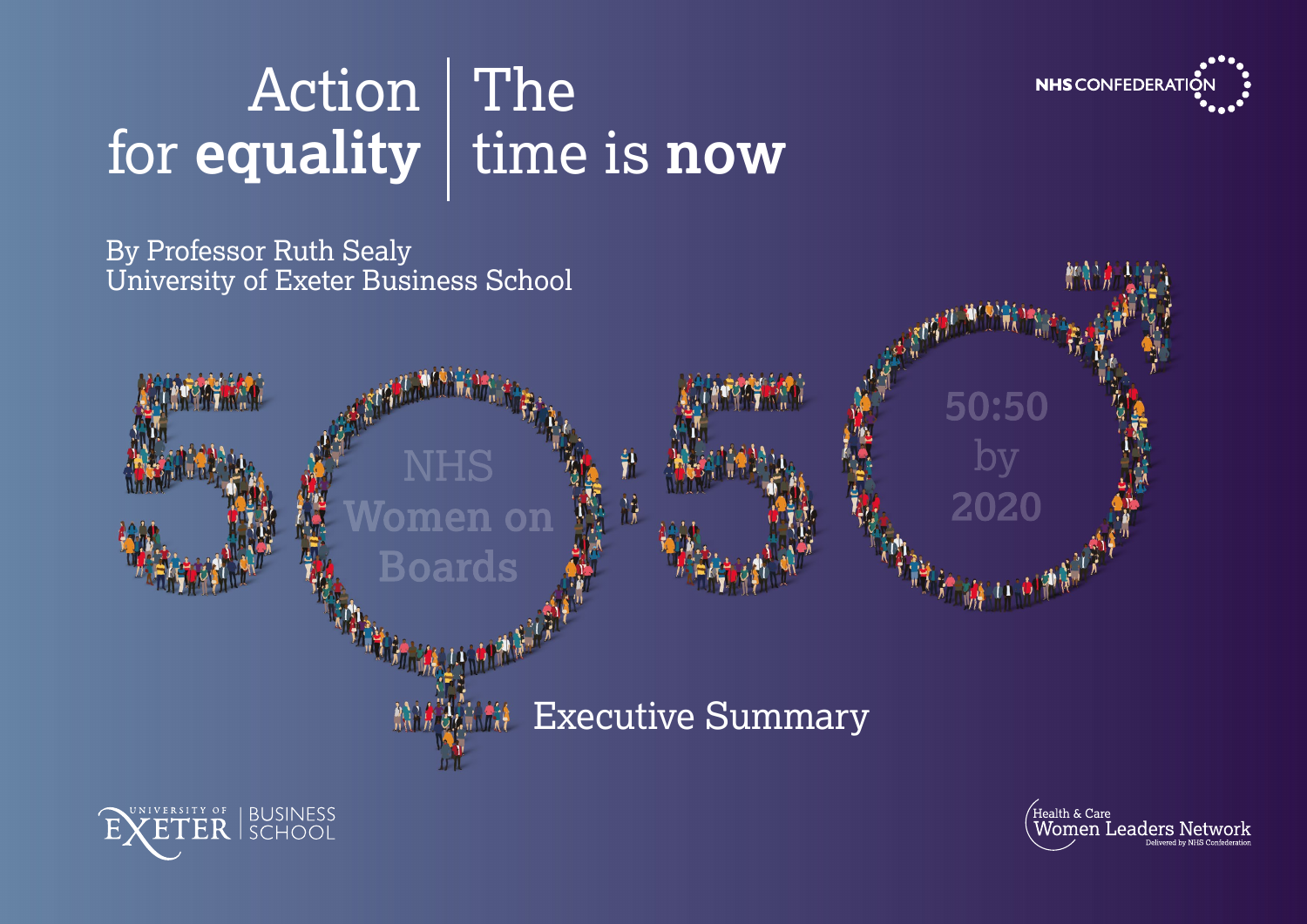# Action for **equality** | The time is **now**

NHS CONFEDERATION

By Professor Ruth Sealy
University of Exeter Business School

50:50

NHS Women on Boards

50:50 by 2020

## Executive Summary

University of Exeter Business School

Health & Care Women Leaders Network
Delivered by NHS Confederation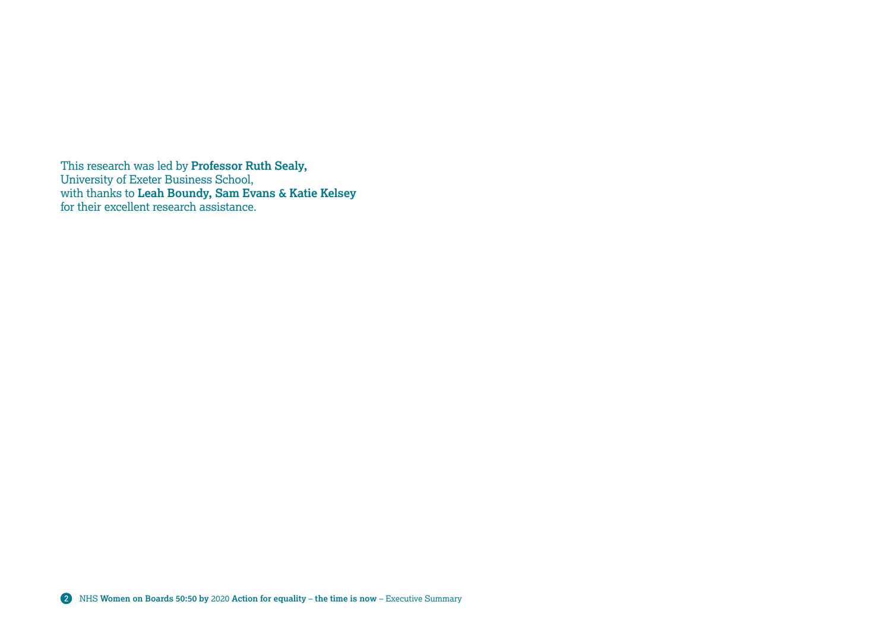This research was led by **Professor Ruth Sealy,**
University of Exeter Business School,
with thanks to **Leah Boundy, Sam Evans & Katie Kelsey**
for their excellent research assistance.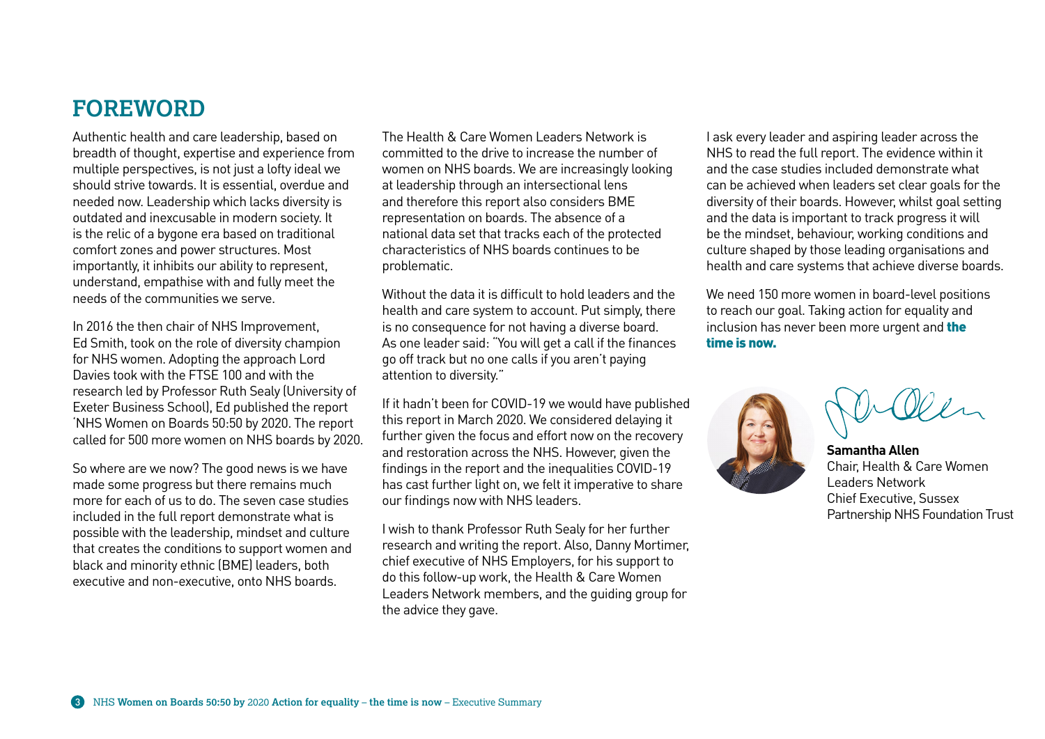# FOREWORD

Authentic health and care leadership, based on breadth of thought, expertise and experience from multiple perspectives, is not just a lofty ideal we should strive towards. It is essential, overdue and needed now. Leadership which lacks diversity is outdated and inexcusable in modern society. It is the relic of a bygone era based on traditional comfort zones and power structures. Most importantly, it inhibits our ability to represent, understand, empathise with and fully meet the needs of the communities we serve.

In 2016 the then chair of NHS Improvement, Ed Smith, took on the role of diversity champion for NHS women. Adopting the approach Lord Davies took with the FTSE 100 and with the research led by Professor Ruth Sealy (University of Exeter Business School), Ed published the report 'NHS Women on Boards 50:50 by 2020. The report called for 500 more women on NHS boards by 2020.

So where are we now? The good news is we have made some progress but there remains much more for each of us to do. The seven case studies included in the full report demonstrate what is possible with the leadership, mindset and culture that creates the conditions to support women and black and minority ethnic (BME) leaders, both executive and non-executive, onto NHS boards.

The Health & Care Women Leaders Network is committed to the drive to increase the number of women on NHS boards. We are increasingly looking at leadership through an intersectional lens and therefore this report also considers BME representation on boards. The absence of a national data set that tracks each of the protected characteristics of NHS boards continues to be problematic.

Without the data it is difficult to hold leaders and the health and care system to account. Put simply, there is no consequence for not having a diverse board. As one leader said: "You will get a call if the finances go off track but no one calls if you aren't paying attention to diversity."

If it hadn't been for COVID-19 we would have published this report in March 2020. We considered delaying it further given the focus and effort now on the recovery and restoration across the NHS. However, given the findings in the report and the inequalities COVID-19 has cast further light on, we felt it imperative to share our findings now with NHS leaders.

I wish to thank Professor Ruth Sealy for her further research and writing the report. Also, Danny Mortimer, chief executive of NHS Employers, for his support to do this follow-up work, the Health & Care Women Leaders Network members, and the guiding group for the advice they gave.

I ask every leader and aspiring leader across the NHS to read the full report. The evidence within it and the case studies included demonstrate what can be achieved when leaders set clear goals for the diversity of their boards. However, whilst goal setting and the data is important to track progress it will be the mindset, behaviour, working conditions and culture shaped by those leading organisations and health and care systems that achieve diverse boards.

We need 150 more women in board-level positions to reach our goal. Taking action for equality and inclusion has never been more urgent and **the time is now.**

**Samantha Allen**
Chair, Health & Care Women Leaders Network
Chief Executive, Sussex Partnership NHS Foundation Trust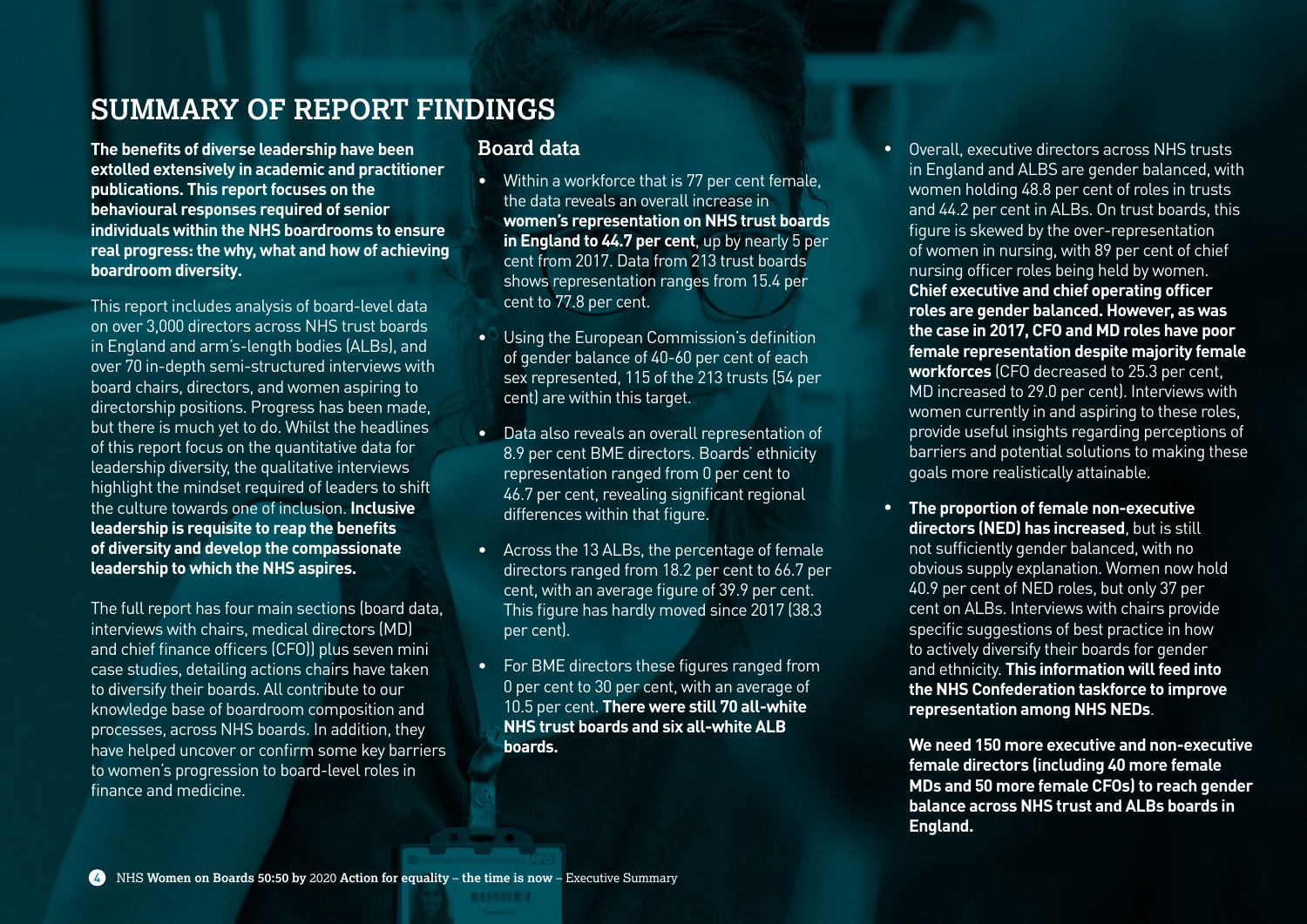# SUMMARY OF REPORT FINDINGS

**The benefits of diverse leadership have been extolled extensively in academic and practitioner publications. This report focuses on the behavioural responses required of senior individuals within the NHS boardrooms to ensure real progress: the why, what and how of achieving boardroom diversity.**

This report includes analysis of board-level data on over 3,000 directors across NHS trust boards in England and arm's-length bodies (ALBs), and over 70 in-depth semi-structured interviews with board chairs, directors, and women aspiring to directorship positions. Progress has been made, but there is much yet to do. Whilst the headlines of this report focus on the quantitative data for leadership diversity, the qualitative interviews highlight the mindset required of leaders to shift the culture towards one of inclusion. **Inclusive leadership is requisite to reap the benefits of diversity and develop the compassionate leadership to which the NHS aspires.**

The full report has four main sections (board data, interviews with chairs, medical directors (MD) and chief finance officers (CFO)) plus seven mini case studies, detailing actions chairs have taken to diversify their boards. All contribute to our knowledge base of boardroom composition and processes, across NHS boards. In addition, they have helped uncover or confirm some key barriers to women's progression to board-level roles in finance and medicine.

## Board data

- Within a workforce that is 77 per cent female, the data reveals an overall increase in **women's representation on NHS trust boards in England to 44.7 per cent**, up by nearly 5 per cent from 2017. Data from 213 trust boards shows representation ranges from 15.4 per cent to 77.8 per cent.
- Using the European Commission's definition of gender balance of 40-60 per cent of each sex represented, 115 of the 213 trusts (54 per cent) are within this target.
- Data also reveals an overall representation of 8.9 per cent BME directors. Boards' ethnicity representation ranged from 0 per cent to 46.7 per cent, revealing significant regional differences within that figure.
- Across the 13 ALBs, the percentage of female directors ranged from 18.2 per cent to 66.7 per cent, with an average figure of 39.9 per cent. This figure has hardly moved since 2017 (38.3 per cent).
- For BME directors these figures ranged from 0 per cent to 30 per cent, with an average of 10.5 per cent. **There were still 70 all-white NHS trust boards and six all-white ALB boards.**
- Overall, executive directors across NHS trusts in England and ALBS are gender balanced, with women holding 48.8 per cent of roles in trusts and 44.2 per cent in ALBs. On trust boards, this figure is skewed by the over-representation of women in nursing, with 89 per cent of chief nursing officer roles being held by women. **Chief executive and chief operating officer roles are gender balanced. However, as was the case in 2017, CFO and MD roles have poor female representation despite majority female workforces** (CFO decreased to 25.3 per cent, MD increased to 29.0 per cent). Interviews with women currently in and aspiring to these roles, provide useful insights regarding perceptions of barriers and potential solutions to making these goals more realistically attainable.
- **The proportion of female non-executive directors (NED) has increased**, but is still not sufficiently gender balanced, with no obvious supply explanation. Women now hold 40.9 per cent of NED roles, but only 37 per cent on ALBs. Interviews with chairs provide specific suggestions of best practice in how to actively diversify their boards for gender and ethnicity. **This information will feed into the NHS Confederation taskforce to improve representation among NHS NEDs**.

**We need 150 more executive and non-executive female directors (including 40 more female MDs and 50 more female CFOs) to reach gender balance across NHS trust and ALBs boards in England.**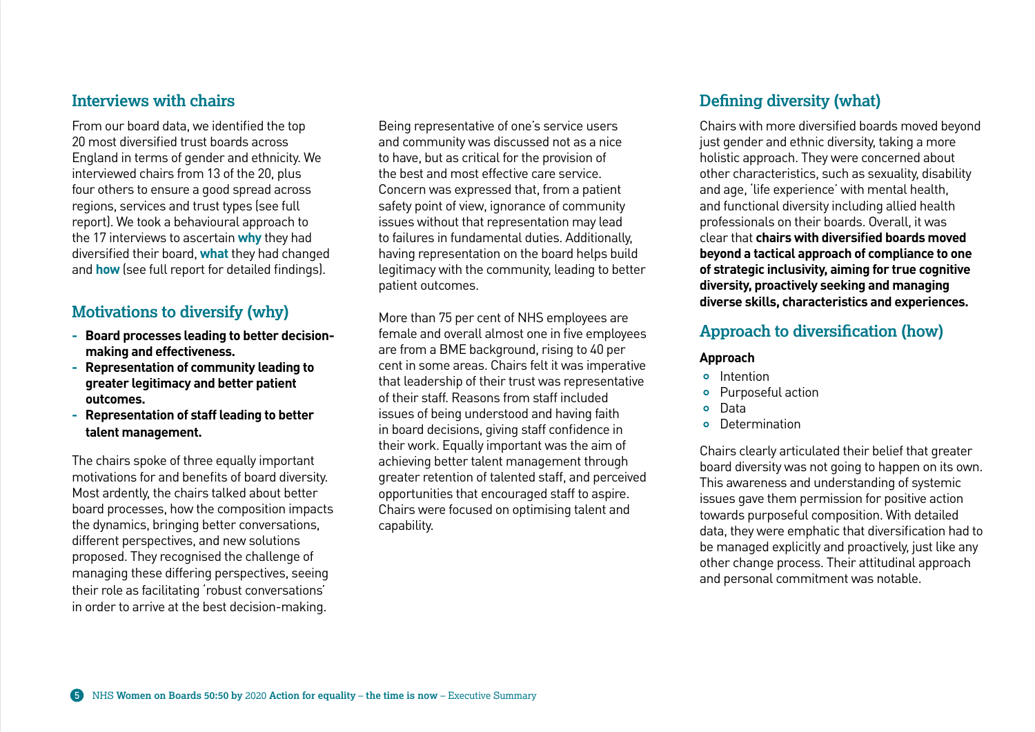## Interviews with chairs

From our board data, we identified the top 20 most diversified trust boards across England in terms of gender and ethnicity. We interviewed chairs from 13 of the 20, plus four others to ensure a good spread across regions, services and trust types (see full report). We took a behavioural approach to the 17 interviews to ascertain **why** they had diversified their board, **what** they had changed and **how** (see full report for detailed findings).

## Motivations to diversify (why)

- **Board processes leading to better decision-making and effectiveness.**
- **Representation of community leading to greater legitimacy and better patient outcomes.**
- **Representation of staff leading to better talent management.**

The chairs spoke of three equally important motivations for and benefits of board diversity. Most ardently, the chairs talked about better board processes, how the composition impacts the dynamics, bringing better conversations, different perspectives, and new solutions proposed. They recognised the challenge of managing these differing perspectives, seeing their role as facilitating 'robust conversations' in order to arrive at the best decision-making.

Being representative of one's service users and community was discussed not as a nice to have, but as critical for the provision of the best and most effective care service. Concern was expressed that, from a patient safety point of view, ignorance of community issues without that representation may lead to failures in fundamental duties. Additionally, having representation on the board helps build legitimacy with the community, leading to better patient outcomes.

More than 75 per cent of NHS employees are female and overall almost one in five employees are from a BME background, rising to 40 per cent in some areas. Chairs felt it was imperative that leadership of their trust was representative of their staff. Reasons from staff included issues of being understood and having faith in board decisions, giving staff confidence in their work. Equally important was the aim of achieving better talent management through greater retention of talented staff, and perceived opportunities that encouraged staff to aspire. Chairs were focused on optimising talent and capability.

## Defining diversity (what)

Chairs with more diversified boards moved beyond just gender and ethnic diversity, taking a more holistic approach. They were concerned about other characteristics, such as sexuality, disability and age, 'life experience' with mental health, and functional diversity including allied health professionals on their boards. Overall, it was clear that **chairs with diversified boards moved beyond a tactical approach of compliance to one of strategic inclusivity, aiming for true cognitive diversity, proactively seeking and managing diverse skills, characteristics and experiences.**

## Approach to diversification (how)

**Approach**

- Intention
- Purposeful action
- Data
- Determination

Chairs clearly articulated their belief that greater board diversity was not going to happen on its own. This awareness and understanding of systemic issues gave them permission for positive action towards purposeful composition. With detailed data, they were emphatic that diversification had to be managed explicitly and proactively, just like any other change process. Their attitudinal approach and personal commitment was notable.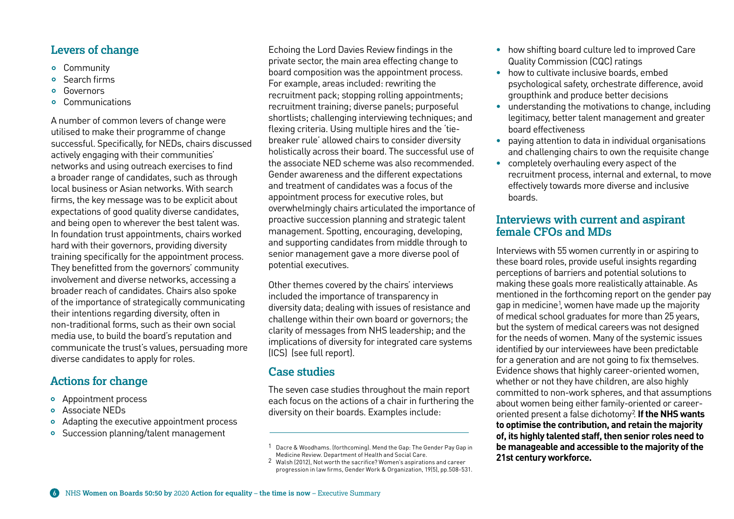## Levers of change

- Community
- Search firms
- Governors
- Communications

A number of common levers of change were utilised to make their programme of change successful. Specifically, for NEDs, chairs discussed actively engaging with their communities' networks and using outreach exercises to find a broader range of candidates, such as through local business or Asian networks. With search firms, the key message was to be explicit about expectations of good quality diverse candidates, and being open to wherever the best talent was. In foundation trust appointments, chairs worked hard with their governors, providing diversity training specifically for the appointment process. They benefitted from the governors' community involvement and diverse networks, accessing a broader reach of candidates. Chairs also spoke of the importance of strategically communicating their intentions regarding diversity, often in non-traditional forms, such as their own social media use, to build the board's reputation and communicate the trust's values, persuading more diverse candidates to apply for roles.

## Actions for change

- Appointment process
- Associate NEDs
- Adapting the executive appointment process
- Succession planning/talent management

Echoing the Lord Davies Review findings in the private sector, the main area effecting change to board composition was the appointment process. For example, areas included: rewriting the recruitment pack; stopping rolling appointments; recruitment training; diverse panels; purposeful shortlists; challenging interviewing techniques; and flexing criteria. Using multiple hires and the 'tie-breaker rule' allowed chairs to consider diversity holistically across their board. The successful use of the associate NED scheme was also recommended. Gender awareness and the different expectations and treatment of candidates was a focus of the appointment process for executive roles, but overwhelmingly chairs articulated the importance of proactive succession planning and strategic talent management. Spotting, encouraging, developing, and supporting candidates from middle through to senior management gave a more diverse pool of potential executives.

Other themes covered by the chairs' interviews included the importance of transparency in diversity data; dealing with issues of resistance and challenge within their own board or governors; the clarity of messages from NHS leadership; and the implications of diversity for integrated care systems (ICS) (see full report).

## Case studies

The seven case studies throughout the main report each focus on the actions of a chair in furthering the diversity on their boards. Examples include:

- how shifting board culture led to improved Care Quality Commission (CQC) ratings
- how to cultivate inclusive boards, embed psychological safety, orchestrate difference, avoid groupthink and produce better decisions
- understanding the motivations to change, including legitimacy, better talent management and greater board effectiveness
- paying attention to data in individual organisations and challenging chairs to own the requisite change
- completely overhauling every aspect of the recruitment process, internal and external, to move effectively towards more diverse and inclusive boards.

## Interviews with current and aspirant female CFOs and MDs

Interviews with 55 women currently in or aspiring to these board roles, provide useful insights regarding perceptions of barriers and potential solutions to making these goals more realistically attainable. As mentioned in the forthcoming report on the gender pay gap in medicine[1], women have made up the majority of medical school graduates for more than 25 years, but the system of medical careers was not designed for the needs of women. Many of the systemic issues identified by our interviewees have been predictable for a generation and are not going to fix themselves. Evidence shows that highly career-oriented women, whether or not they have children, are also highly committed to non-work spheres, and that assumptions about women being either family-oriented or career-oriented present a false dichotomy[2]. **If the NHS wants to optimise the contribution, and retain the majority of, its highly talented staff, then senior roles need to be manageable and accessible to the majority of the 21st century workforce.**

---

[1] Dacre & Woodhams. (forthcoming). Mend the Gap: The Gender Pay Gap in Medicine Review. Department of Health and Social Care.

[2] Walsh (2012), Not worth the sacrifice? Women's aspirations and career progression in law firms, Gender Work & Organization, 19(5), pp.508-531.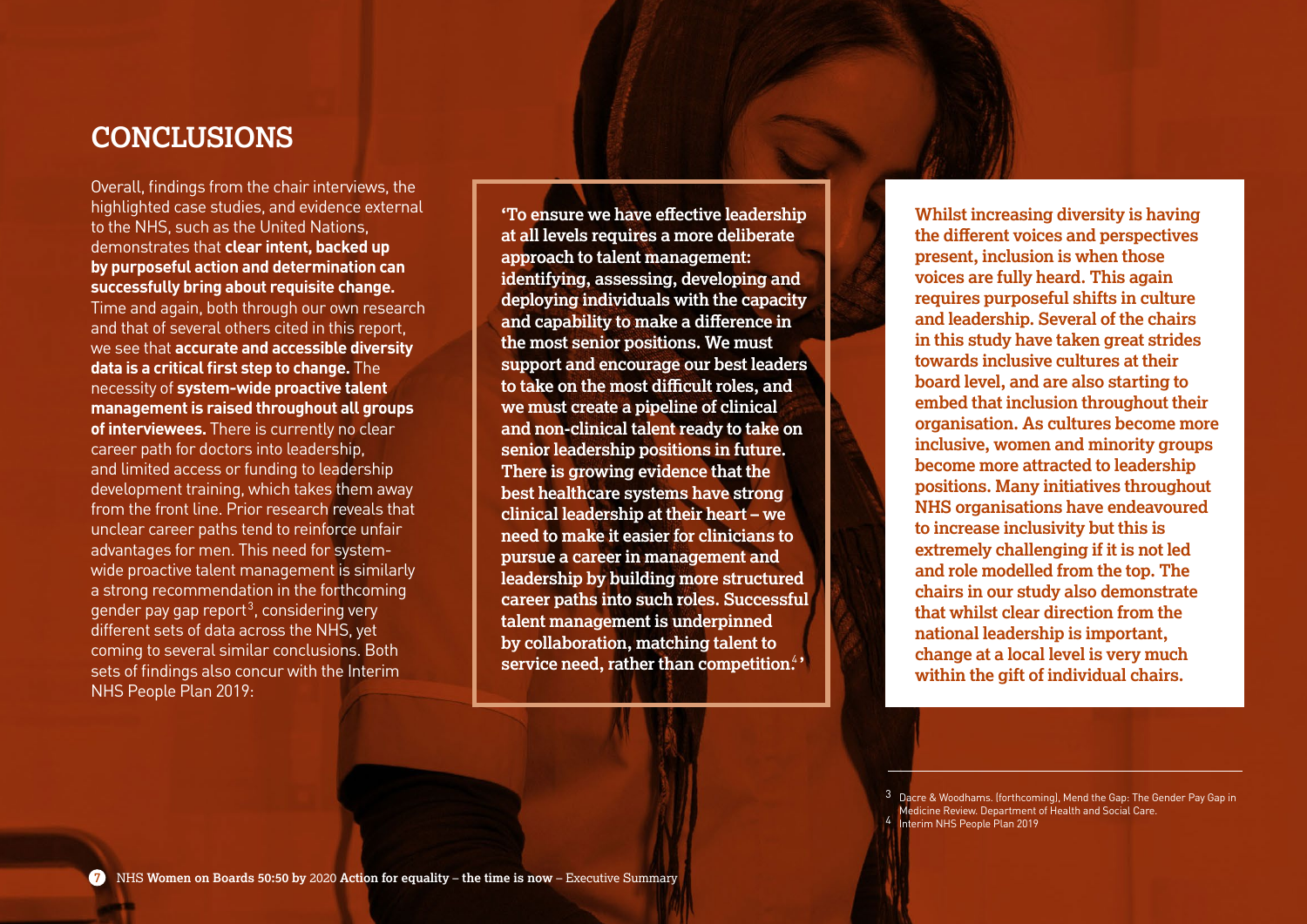# CONCLUSIONS

Overall, findings from the chair interviews, the highlighted case studies, and evidence external to the NHS, such as the United Nations, demonstrates that **clear intent, backed up by purposeful action and determination can successfully bring about requisite change.** Time and again, both through our own research and that of several others cited in this report, we see that **accurate and accessible diversity data is a critical first step to change.** The necessity of **system-wide proactive talent management is raised throughout all groups of interviewees.** There is currently no clear career path for doctors into leadership, and limited access or funding to leadership development training, which takes them away from the front line. Prior research reveals that unclear career paths tend to reinforce unfair advantages for men. This need for system-wide proactive talent management is similarly a strong recommendation in the forthcoming gender pay gap report[3], considering very different sets of data across the NHS, yet coming to several similar conclusions. Both sets of findings also concur with the Interim NHS People Plan 2019:

> **'To ensure we have effective leadership at all levels requires a more deliberate approach to talent management: identifying, assessing, developing and deploying individuals with the capacity and capability to make a difference in the most senior positions. We must support and encourage our best leaders to take on the most difficult roles, and we must create a pipeline of clinical and non-clinical talent ready to take on senior leadership positions in future. There is growing evidence that the best healthcare systems have strong clinical leadership at their heart – we need to make it easier for clinicians to pursue a career in management and leadership by building more structured career paths into such roles. Successful talent management is underpinned by collaboration, matching talent to service need, rather than competition.[4]'**

**Whilst increasing diversity is having the different voices and perspectives present, inclusion is when those voices are fully heard. This again requires purposeful shifts in culture and leadership. Several of the chairs in this study have taken great strides towards inclusive cultures at their board level, and are also starting to embed that inclusion throughout their organisation. As cultures become more inclusive, women and minority groups become more attracted to leadership positions. Many initiatives throughout NHS organisations have endeavoured to increase inclusivity but this is extremely challenging if it is not led and role modelled from the top. The chairs in our study also demonstrate that whilst clear direction from the national leadership is important, change at a local level is very much within the gift of individual chairs.**

---

[3] Dacre & Woodhams. (forthcoming), Mend the Gap: The Gender Pay Gap in Medicine Review. Department of Health and Social Care.

[4] Interim NHS People Plan 2019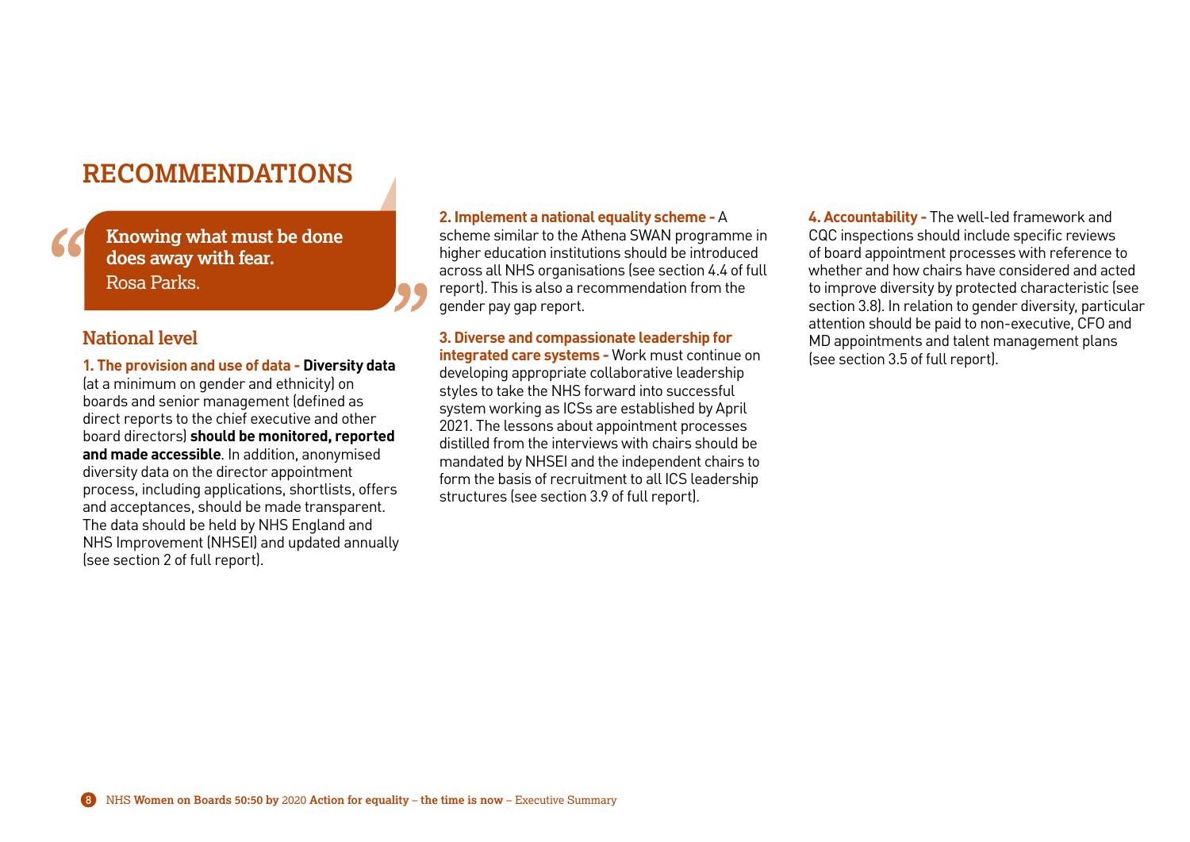# RECOMMENDATIONS

> **Knowing what must be done does away with fear.**
> Rosa Parks.

## National level

**1. The provision and use of data - Diversity data** (at a minimum on gender and ethnicity) on boards and senior management (defined as direct reports to the chief executive and other board directors) **should be monitored, reported and made accessible**. In addition, anonymised diversity data on the director appointment process, including applications, shortlists, offers and acceptances, should be made transparent. The data should be held by NHS England and NHS Improvement (NHSEI) and updated annually (see section 2 of full report).

**2. Implement a national equality scheme -** A scheme similar to the Athena SWAN programme in higher education institutions should be introduced across all NHS organisations (see section 4.4 of full report). This is also a recommendation from the gender pay gap report.

**3. Diverse and compassionate leadership for integrated care systems -** Work must continue on developing appropriate collaborative leadership styles to take the NHS forward into successful system working as ICSs are established by April 2021. The lessons about appointment processes distilled from the interviews with chairs should be mandated by NHSEI and the independent chairs to form the basis of recruitment to all ICS leadership structures (see section 3.9 of full report).

**4. Accountability -** The well-led framework and CQC inspections should include specific reviews of board appointment processes with reference to whether and how chairs have considered and acted to improve diversity by protected characteristic (see section 3.8). In relation to gender diversity, particular attention should be paid to non-executive, CFO and MD appointments and talent management plans (see section 3.5 of full report).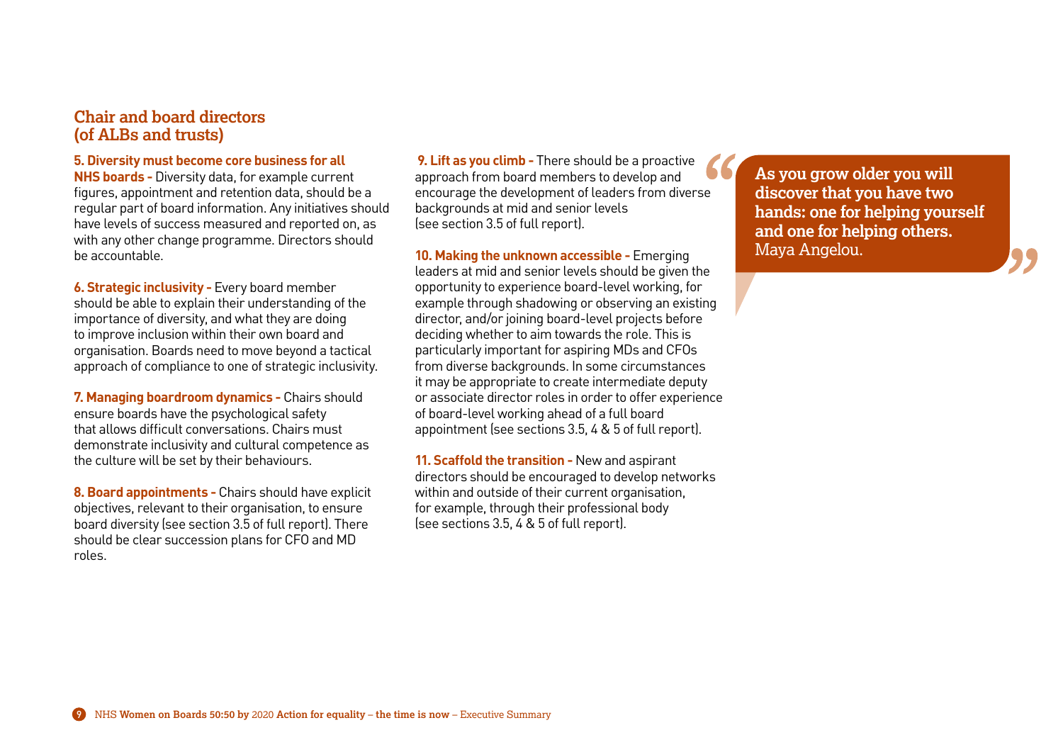## Chair and board directors (of ALBs and trusts)

**5. Diversity must become core business for all NHS boards -** Diversity data, for example current figures, appointment and retention data, should be a regular part of board information. Any initiatives should have levels of success measured and reported on, as with any other change programme. Directors should be accountable.

**6. Strategic inclusivity -** Every board member should be able to explain their understanding of the importance of diversity, and what they are doing to improve inclusion within their own board and organisation. Boards need to move beyond a tactical approach of compliance to one of strategic inclusivity.

**7. Managing boardroom dynamics -** Chairs should ensure boards have the psychological safety that allows difficult conversations. Chairs must demonstrate inclusivity and cultural competence as the culture will be set by their behaviours.

**8. Board appointments -** Chairs should have explicit objectives, relevant to their organisation, to ensure board diversity (see section 3.5 of full report). There should be clear succession plans for CFO and MD roles.

**9. Lift as you climb -** There should be a proactive approach from board members to develop and encourage the development of leaders from diverse backgrounds at mid and senior levels (see section 3.5 of full report).

**10. Making the unknown accessible -** Emerging leaders at mid and senior levels should be given the opportunity to experience board-level working, for example through shadowing or observing an existing director, and/or joining board-level projects before deciding whether to aim towards the role. This is particularly important for aspiring MDs and CFOs from diverse backgrounds. In some circumstances it may be appropriate to create intermediate deputy or associate director roles in order to offer experience of board-level working ahead of a full board appointment (see sections 3.5, 4 & 5 of full report).

**11. Scaffold the transition -** New and aspirant directors should be encouraged to develop networks within and outside of their current organisation, for example, through their professional body (see sections 3.5, 4 & 5 of full report).

> **"As you grow older you will discover that you have two hands: one for helping yourself and one for helping others."**
> Maya Angelou.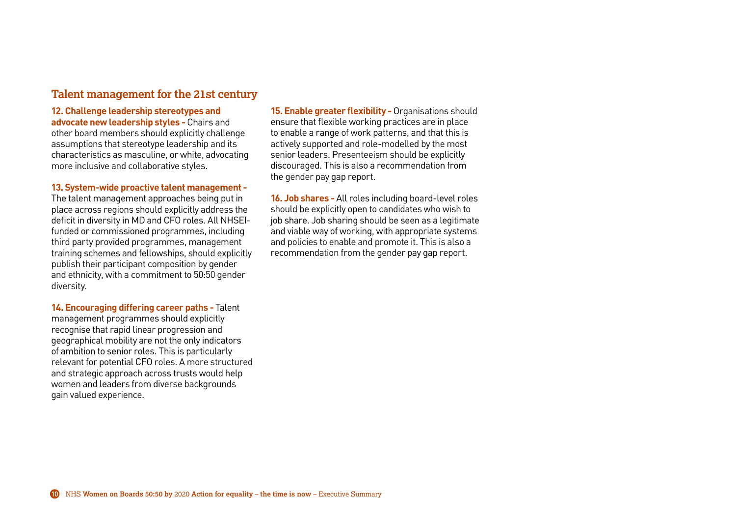## Talent management for the 21st century

**12. Challenge leadership stereotypes and advocate new leadership styles -** Chairs and other board members should explicitly challenge assumptions that stereotype leadership and its characteristics as masculine, or white, advocating more inclusive and collaborative styles.

**13. System-wide proactive talent management -** The talent management approaches being put in place across regions should explicitly address the deficit in diversity in MD and CFO roles. All NHSEI-funded or commissioned programmes, including third party provided programmes, management training schemes and fellowships, should explicitly publish their participant composition by gender and ethnicity, with a commitment to 50:50 gender diversity.

**14. Encouraging differing career paths -** Talent management programmes should explicitly recognise that rapid linear progression and geographical mobility are not the only indicators of ambition to senior roles. This is particularly relevant for potential CFO roles. A more structured and strategic approach across trusts would help women and leaders from diverse backgrounds gain valued experience.

**15. Enable greater flexibility -** Organisations should ensure that flexible working practices are in place to enable a range of work patterns, and that this is actively supported and role-modelled by the most senior leaders. Presenteeism should be explicitly discouraged. This is also a recommendation from the gender pay gap report.

**16. Job shares -** All roles including board-level roles should be explicitly open to candidates who wish to job share. Job sharing should be seen as a legitimate and viable way of working, with appropriate systems and policies to enable and promote it. This is also a recommendation from the gender pay gap report.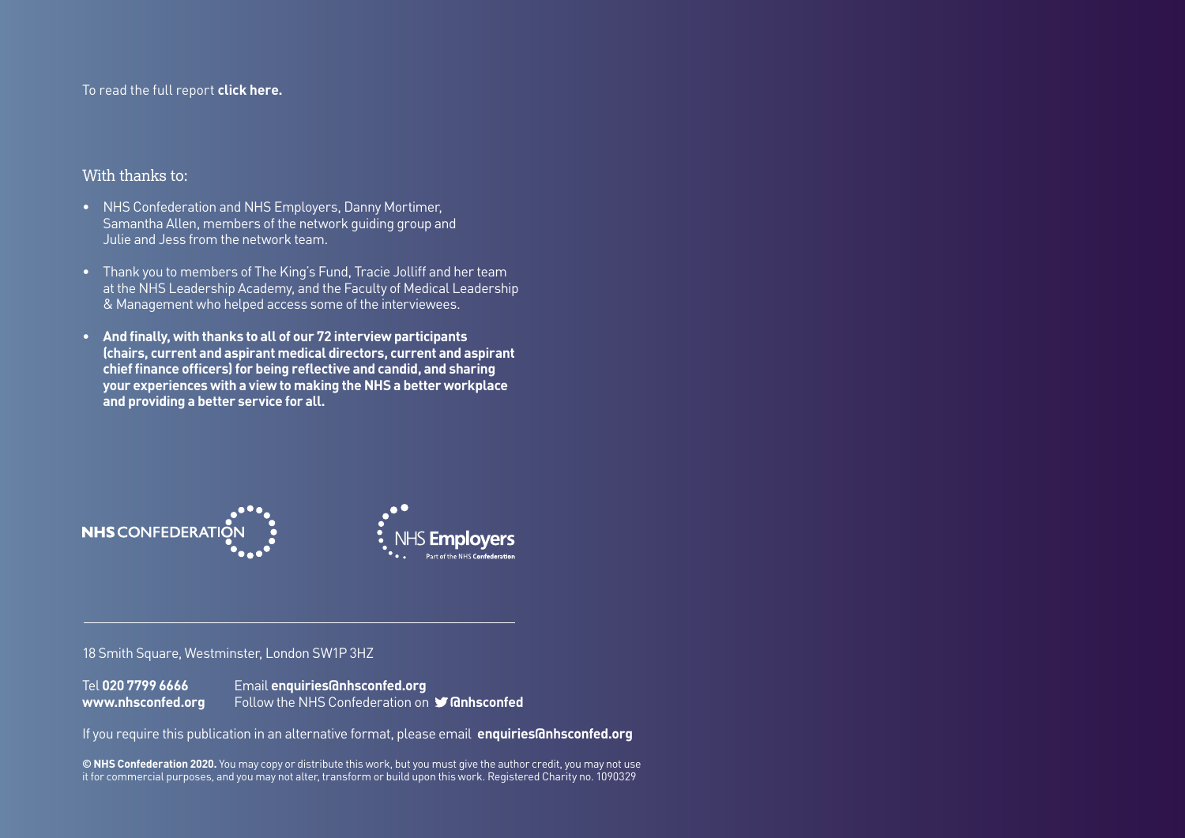To read the full report **click here.**

## With thanks to:

- NHS Confederation and NHS Employers, Danny Mortimer, Samantha Allen, members of the network guiding group and Julie and Jess from the network team.
- Thank you to members of The King's Fund, Tracie Jolliff and her team at the NHS Leadership Academy, and the Faculty of Medical Leadership & Management who helped access some of the interviewees.
- **And finally, with thanks to all of our 72 interview participants (chairs, current and aspirant medical directors, current and aspirant chief finance officers) for being reflective and candid, and sharing your experiences with a view to making the NHS a better workplace and providing a better service for all.**

NHS CONFEDERATION

NHS Employers
Part of the NHS Confederation

---

18 Smith Square, Westminster, London SW1P 3HZ

Tel **020 7799 6666**
**www.nhsconfed.org**

Email **enquiries@nhsconfed.org**
Follow the NHS Confederation on **@nhsconfed**

If you require this publication in an alternative format, please email **enquiries@nhsconfed.org**

**© NHS Confederation 2020.** You may copy or distribute this work, but you must give the author credit, you may not use it for commercial purposes, and you may not alter, transform or build upon this work. Registered Charity no. 1090329